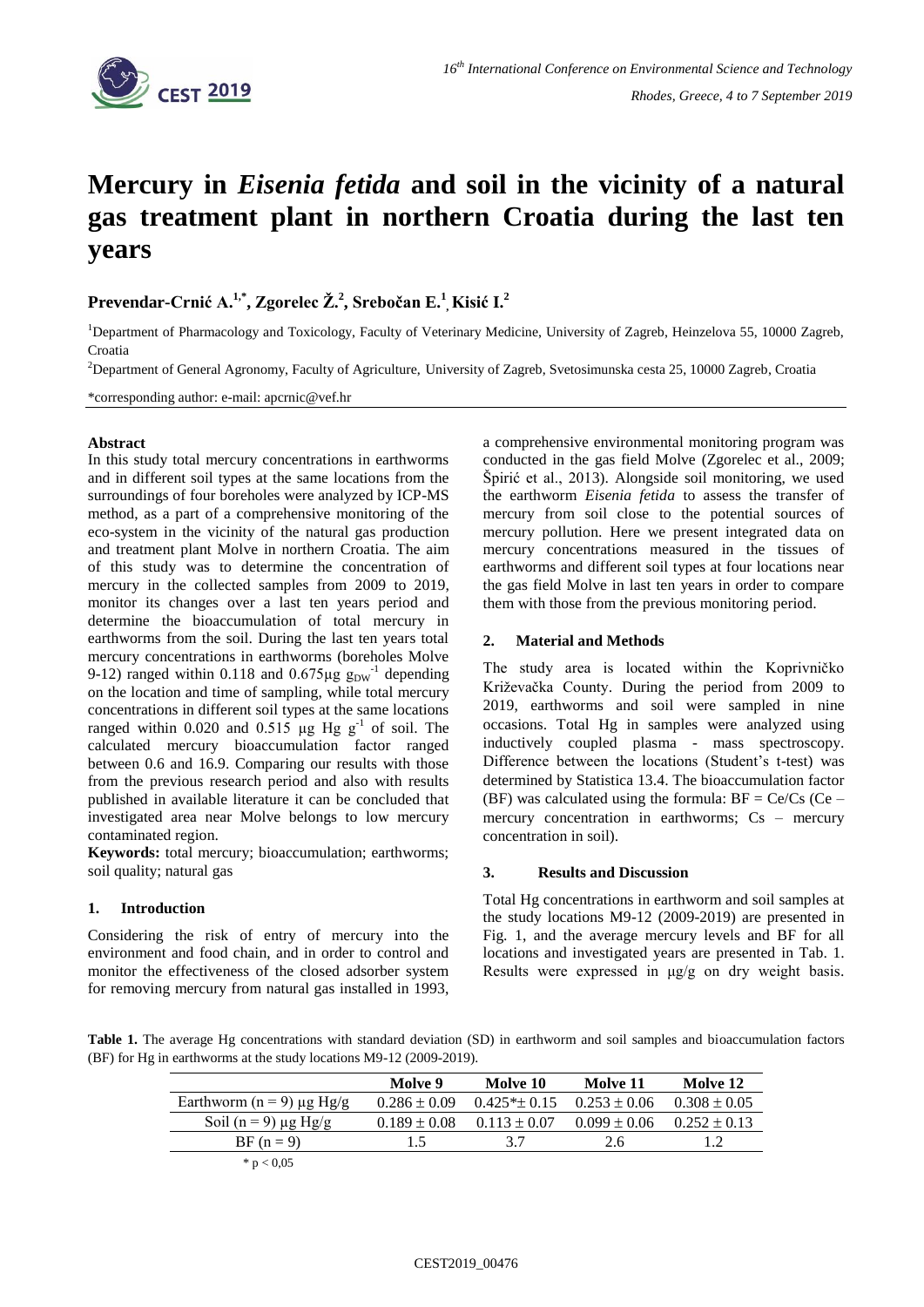# Mercury in *Eisenia fetida* and soil in the vicinity of a natural gas treatment plant in northern Croatia during the last ten years

**Prevendar-Crnić A.[1,*], Zgorelec Ž.[2], Srebočan E.[1], Kisić I.[2]**

[1]Department of Pharmacology and Toxicology, Faculty of Veterinary Medicine, University of Zagreb, Heinzelova 55, 10000 Zagreb, Croatia

[2]Department of General Agronomy, Faculty of Agriculture, University of Zagreb, Svetosimunska cesta 25, 10000 Zagreb, Croatia

*corresponding author: e-mail: apcrnic@vef.hr

**Abstract**

In this study total mercury concentrations in earthworms and in different soil types at the same locations from the surroundings of four boreholes were analyzed by ICP-MS method, as a part of a comprehensive monitoring of the eco-system in the vicinity of the natural gas production and treatment plant Molve in northern Croatia. The aim of this study was to determine the concentration of mercury in the collected samples from 2009 to 2019, monitor its changes over a last ten years period and determine the bioaccumulation of total mercury in earthworms from the soil. During the last ten years total mercury concentrations in earthworms (boreholes Molve 9-12) ranged within 0.118 and 0.675μg $g_{DW}^{-1}$ depending on the location and time of sampling, while total mercury concentrations in different soil types at the same locations ranged within 0.020 and 0.515 μg Hg $g^{-1}$ of soil. The calculated mercury bioaccumulation factor ranged between 0.6 and 16.9. Comparing our results with those from the previous research period and also with results published in available literature it can be concluded that investigated area near Molve belongs to low mercury contaminated region.

**Keywords:** total mercury; bioaccumulation; earthworms; soil quality; natural gas

## 1. Introduction

Considering the risk of entry of mercury into the environment and food chain, and in order to control and monitor the effectiveness of the closed adsorber system for removing mercury from natural gas installed in 1993, a comprehensive environmental monitoring program was conducted in the gas field Molve (Zgorelec et al., 2009; Špirić et al., 2013). Alongside soil monitoring, we used the earthworm *Eisenia fetida* to assess the transfer of mercury from soil close to the potential sources of mercury pollution. Here we present integrated data on mercury concentrations measured in the tissues of earthworms and different soil types at four locations near the gas field Molve in last ten years in order to compare them with those from the previous monitoring period.

## 2. Material and Methods

The study area is located within the Koprivničko Križevačka County. During the period from 2009 to 2019, earthworms and soil were sampled in nine occasions. Total Hg in samples were analyzed using inductively coupled plasma - mass spectroscopy. Difference between the locations (Student's t-test) was determined by Statistica 13.4. The bioaccumulation factor (BF) was calculated using the formula: BF = Ce/Cs (Ce – mercury concentration in earthworms; Cs – mercury concentration in soil).

## 3. Results and Discussion

Total Hg concentrations in earthworm and soil samples at the study locations M9-12 (2009-2019) are presented in Fig. 1, and the average mercury levels and BF for all locations and investigated years are presented in Tab. 1. Results were expressed in μg/g on dry weight basis.

**Table 1.** The average Hg concentrations with standard deviation (SD) in earthworm and soil samples and bioaccumulation factors (BF) for Hg in earthworms at the study locations M9-12 (2009-2019).

| | Molve 9 | Molve 10 | Molve 11 | Molve 12 |
|---|---|---|---|---|
| Earthworm (n = 9) μg Hg/g | 0.286 ± 0.09 | 0.425*± 0.15 | 0.253 ± 0.06 | 0.308 ± 0.05 |
| Soil (n = 9) μg Hg/g | 0.189 ± 0.08 | 0.113 ± 0.07 | 0.099 ± 0.06 | 0.252 ± 0.13 |
| BF (n = 9) | 1.5 | 3.7 | 2.6 | 1.2 |

* p < 0,05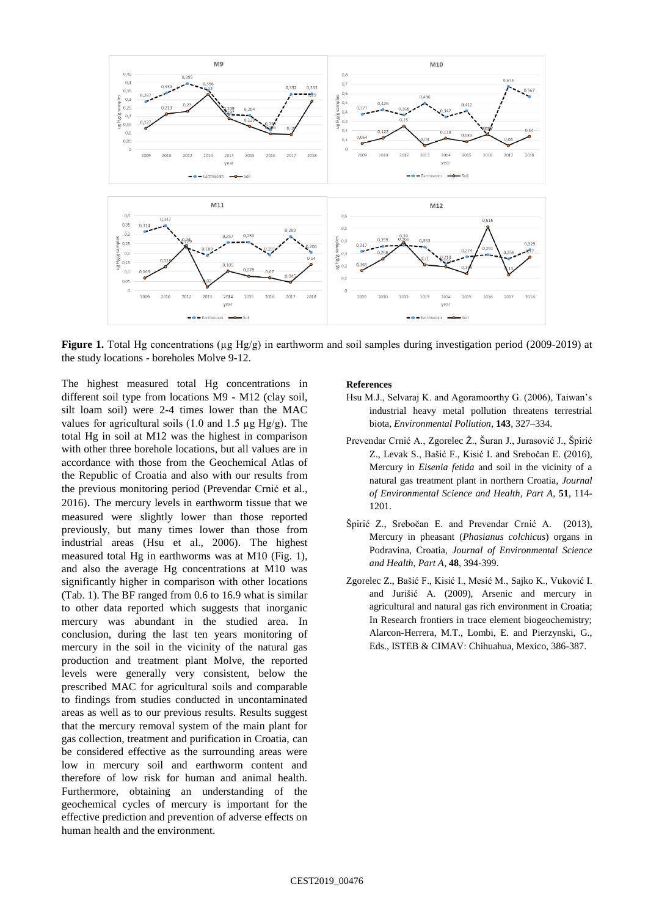M9

0,45
0,4
0,35
0,3
0,25
0,2
0,15
0,1
0,05
0

ug Hg/g samples

2009 2010 2012 2013 2014 2015 2016 2017 2018

year

0,287 0,339 0,395 0,356 0,33 0,209 0,204 0,332 0,333 0,29 0,127 0,213 0,23 0,187 0,139 0,118 0,09

Earthworm Soil

M10

0,8
0,7
0,6
0,5
0,4
0,3
0,2
0,1
0

ug Hg/g samples

2009 2010 2012 2013 2014 2015 2016 2017 2018

year

0,377 0,426 0,368 0,496 0,347 0,412 0,675 0,567 0,064 0,122 0,25 0,04 0,118 0,083 0,14 0,04

Earthworm Soil

M11

0,4
0,35
0,3
0,25
0,2
0,15
0,1
0,05
0

ug Hg/g samples

2009 2010 2012 2013 2014 2015 2016 2017 2018

year

0,314 0,347 0,24 0,229 0,189 0,257 0,259 0,191 0,289 0,204 0,069 0,128 0,02 0,105 0,078 0,07 0,045 0,14

Earthworm Soil

M12

0,6
0,5
0,4
0,3
0,2
0,1
0

ug Hg/g samples

2009 2010 2012 2013 2014 2015 2016 2017 2018

year

0,317 0,359 0,39 0,366 0,353 0,258 0,163 0,21 0,219 0,155 0,274 0,515 0,291 0,258 0,13 0,329 0,27

Earthworm Soil

**Figure 1.** Total Hg concentrations (µg Hg/g) in earthworm and soil samples during investigation period (2009-2019) at the study locations - boreholes Molve 9-12.

The highest measured total Hg concentrations in different soil type from locations M9 - M12 (clay soil, silt loam soil) were 2-4 times lower than the MAC values for agricultural soils (1.0 and 1.5 µg Hg/g). The total Hg in soil at M12 was the highest in comparison with other three borehole locations, but all values are in accordance with those from the Geochemical Atlas of the Republic of Croatia and also with our results from the previous monitoring period (Prevendar Crnić et al., 2016). The mercury levels in earthworm tissue that we measured were slightly lower than those reported previously, but many times lower than those from industrial areas (Hsu et al., 2006). The highest measured total Hg in earthworms was at M10 (Fig. 1), and also the average Hg concentrations at M10 was significantly higher in comparison with other locations (Tab. 1). The BF ranged from 0.6 to 16.9 what is similar to other data reported which suggests that inorganic mercury was abundant in the studied area. In conclusion, during the last ten years monitoring of mercury in the soil in the vicinity of the natural gas production and treatment plant Molve, the reported levels were generally very consistent, below the prescribed MAC for agricultural soils and comparable to findings from studies conducted in uncontaminated areas as well as to our previous results. Results suggest that the mercury removal system of the main plant for gas collection, treatment and purification in Croatia, can be considered effective as the surrounding areas were low in mercury soil and earthworm content and therefore of low risk for human and animal health. Furthermore, obtaining an understanding of the geochemical cycles of mercury is important for the effective prediction and prevention of adverse effects on human health and the environment.

## References

Hsu M.J., Selvaraj K. and Agoramoorthy G. (2006), Taiwan's industrial heavy metal pollution threatens terrestrial biota, *Environmental Pollution*, **143**, 327–334.

Prevendar Crnić A., Zgorelec Ž., Šuran J., Jurasović J., Špirić Z., Levak S., Bašić F., Kisić I. and Srebočan E. (2016), Mercury in *Eisenia fetida* and soil in the vicinity of a natural gas treatment plant in northern Croatia, *Journal of Environmental Science and Health, Part A*, **51**, 114-1201.

Špirić Z., Srebočan E. and Prevendar Crnić A. (2013), Mercury in pheasant (*Phasianus colchicus*) organs in Podravina, Croatia, *Journal of Environmental Science and Health, Part A*, **48**, 394-399.

Zgorelec Z., Bašić F., Kisić I., Mesić M., Sajko K., Vuković I. and Jurišić A. (2009), Arsenic and mercury in agricultural and natural gas rich environment in Croatia; In Research frontiers in trace element biogeochemistry; Alarcon-Herrera, M.T., Lombi, E. and Pierzynski, G., Eds., ISTEB & CIMAV: Chihuahua, Mexico, 386-387.